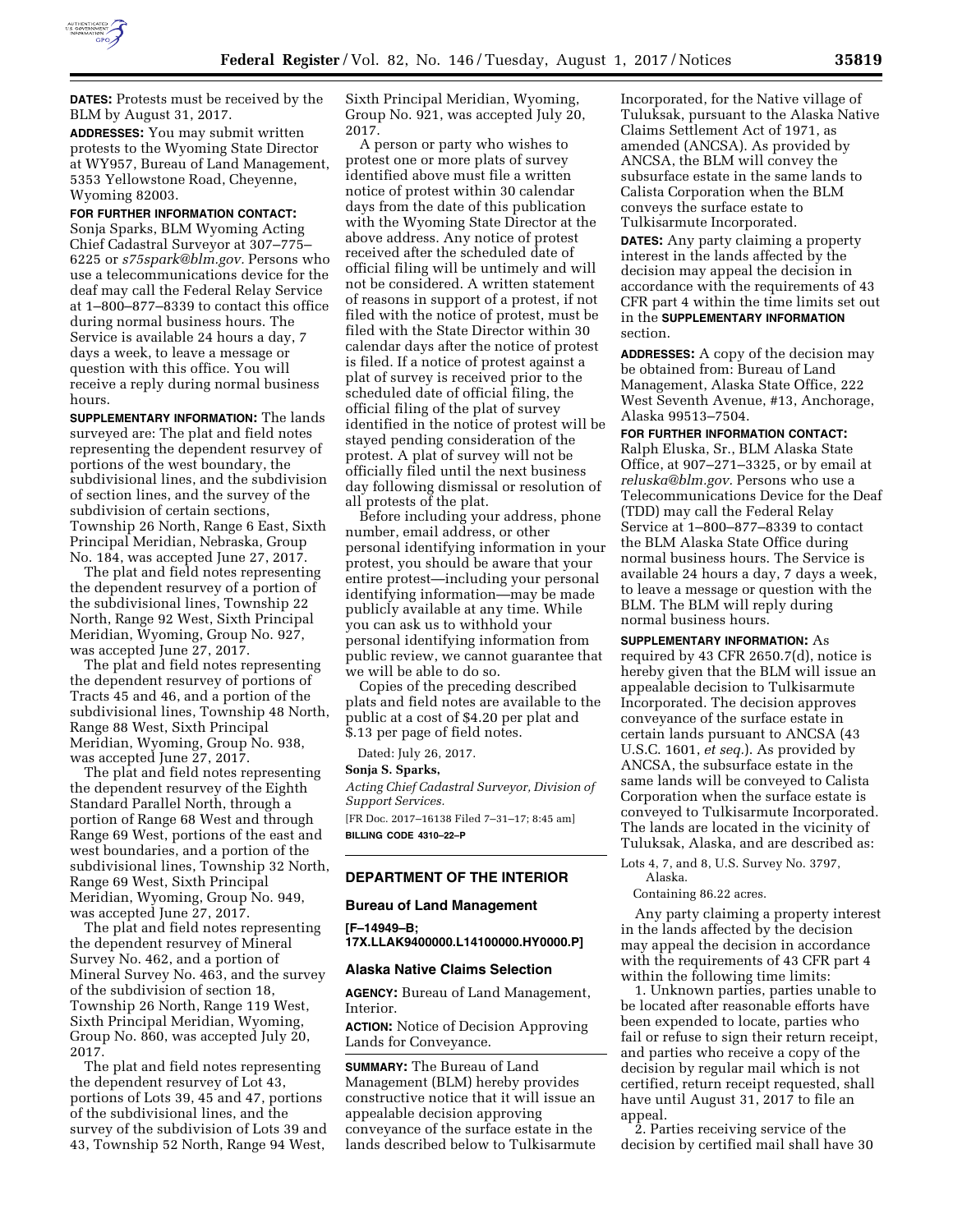**DATES:** Protests must be received by the BLM by August 31, 2017.

**ADDRESSES:** You may submit written protests to the Wyoming State Director at WY957, Bureau of Land Management, 5353 Yellowstone Road, Cheyenne, Wyoming 82003.

**FOR FURTHER INFORMATION CONTACT:** Sonja Sparks, BLM Wyoming Acting Chief Cadastral Surveyor at 307–775–6225 or *s75spark@blm.gov.* Persons who use a telecommunications device for the deaf may call the Federal Relay Service at 1–800–877–8339 to contact this office during normal business hours. The Service is available 24 hours a day, 7 days a week, to leave a message or question with this office. You will receive a reply during normal business hours.

**SUPPLEMENTARY INFORMATION:** The lands surveyed are: The plat and field notes representing the dependent resurvey of portions of the west boundary, the subdivisional lines, and the subdivision of section lines, and the survey of the subdivision of certain sections, Township 26 North, Range 6 East, Sixth Principal Meridian, Nebraska, Group No. 184, was accepted June 27, 2017.

The plat and field notes representing the dependent resurvey of a portion of the subdivisional lines, Township 22 North, Range 92 West, Sixth Principal Meridian, Wyoming, Group No. 927, was accepted June 27, 2017.

The plat and field notes representing the dependent resurvey of portions of Tracts 45 and 46, and a portion of the subdivisional lines, Township 48 North, Range 88 West, Sixth Principal Meridian, Wyoming, Group No. 938, was accepted June 27, 2017.

The plat and field notes representing the dependent resurvey of the Eighth Standard Parallel North, through a portion of Range 68 West and through Range 69 West, portions of the east and west boundaries, and a portion of the subdivisional lines, Township 32 North, Range 69 West, Sixth Principal Meridian, Wyoming, Group No. 949, was accepted June 27, 2017.

The plat and field notes representing the dependent resurvey of Mineral Survey No. 462, and a portion of Mineral Survey No. 463, and the survey of the subdivision of section 18, Township 26 North, Range 119 West, Sixth Principal Meridian, Wyoming, Group No. 860, was accepted July 20, 2017.

The plat and field notes representing the dependent resurvey of Lot 43, portions of Lots 39, 45 and 47, portions of the subdivisional lines, and the survey of the subdivision of Lots 39 and 43, Township 52 North, Range 94 West, Sixth Principal Meridian, Wyoming, Group No. 921, was accepted July 20, 2017.

A person or party who wishes to protest one or more plats of survey identified above must file a written notice of protest within 30 calendar days from the date of this publication with the Wyoming State Director at the above address. Any notice of protest received after the scheduled date of official filing will be untimely and will not be considered. A written statement of reasons in support of a protest, if not filed with the notice of protest, must be filed with the State Director within 30 calendar days after the notice of protest is filed. If a notice of protest against a plat of survey is received prior to the scheduled date of official filing, the official filing of the plat of survey identified in the notice of protest will be stayed pending consideration of the protest. A plat of survey will not be officially filed until the next business day following dismissal or resolution of all protests of the plat.

Before including your address, phone number, email address, or other personal identifying information in your protest, you should be aware that your entire protest—including your personal identifying information—may be made publicly available at any time. While you can ask us to withhold your personal identifying information from public review, we cannot guarantee that we will be able to do so.

Copies of the preceding described plats and field notes are available to the public at a cost of $4.20 per plat and $.13 per page of field notes.

Dated: July 26, 2017.

**Sonja S. Sparks,**

*Acting Chief Cadastral Surveyor, Division of Support Services.*

[FR Doc. 2017–16138 Filed 7–31–17; 8:45 am]

**BILLING CODE 4310–22–P**

## DEPARTMENT OF THE INTERIOR

### Bureau of Land Management

**[F–14949–B; 17X.LLAK9400000.L14100000.HY0000.P]**

### Alaska Native Claims Selection

**AGENCY:** Bureau of Land Management, Interior.

**ACTION:** Notice of Decision Approving Lands for Conveyance.

**SUMMARY:** The Bureau of Land Management (BLM) hereby provides constructive notice that it will issue an appealable decision approving conveyance of the surface estate in the lands described below to Tulkisarmute Incorporated, for the Native village of Tuluksak, pursuant to the Alaska Native Claims Settlement Act of 1971, as amended (ANCSA). As provided by ANCSA, the BLM will convey the subsurface estate in the same lands to Calista Corporation when the BLM conveys the surface estate to Tulkisarmute Incorporated.

**DATES:** Any party claiming a property interest in the lands affected by the decision may appeal the decision in accordance with the requirements of 43 CFR part 4 within the time limits set out in the **SUPPLEMENTARY INFORMATION** section.

**ADDRESSES:** A copy of the decision may be obtained from: Bureau of Land Management, Alaska State Office, 222 West Seventh Avenue, #13, Anchorage, Alaska 99513–7504.

**FOR FURTHER INFORMATION CONTACT:** Ralph Eluska, Sr., BLM Alaska State Office, at 907–271–3325, or by email at *reluska@blm.gov.* Persons who use a Telecommunications Device for the Deaf (TDD) may call the Federal Relay Service at 1–800–877–8339 to contact the BLM Alaska State Office during normal business hours. The Service is available 24 hours a day, 7 days a week, to leave a message or question with the BLM. The BLM will reply during normal business hours.

**SUPPLEMENTARY INFORMATION:** As required by 43 CFR 2650.7(d), notice is hereby given that the BLM will issue an appealable decision to Tulkisarmute Incorporated. The decision approves conveyance of the surface estate in certain lands pursuant to ANCSA (43 U.S.C. 1601, *et seq.*). As provided by ANCSA, the subsurface estate in the same lands will be conveyed to Calista Corporation when the surface estate is conveyed to Tulkisarmute Incorporated. The lands are located in the vicinity of Tuluksak, Alaska, and are described as:

Lots 4, 7, and 8, U.S. Survey No. 3797, Alaska.

Containing 86.22 acres.

Any party claiming a property interest in the lands affected by the decision may appeal the decision in accordance with the requirements of 43 CFR part 4 within the following time limits:

1. Unknown parties, parties unable to be located after reasonable efforts have been expended to locate, parties who fail or refuse to sign their return receipt, and parties who receive a copy of the decision by regular mail which is not certified, return receipt requested, shall have until August 31, 2017 to file an appeal.

2. Parties receiving service of the decision by certified mail shall have 30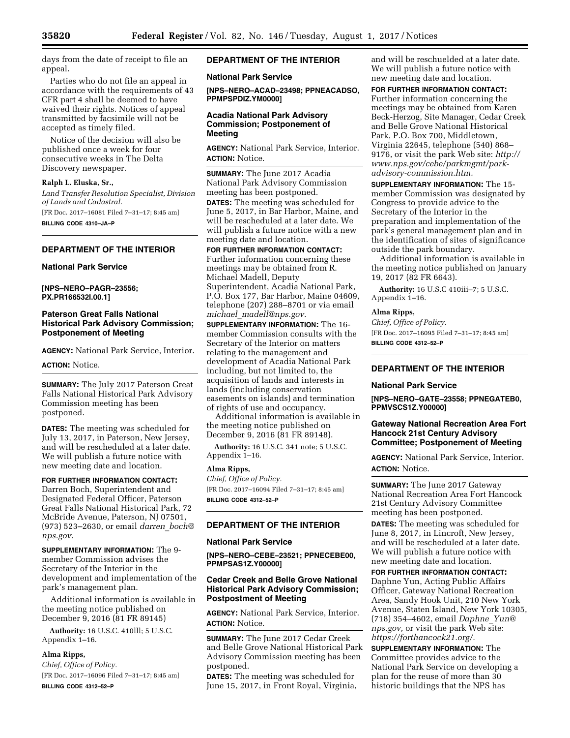days from the date of receipt to file an appeal.

Parties who do not file an appeal in accordance with the requirements of 43 CFR part 4 shall be deemed to have waived their rights. Notices of appeal transmitted by facsimile will not be accepted as timely filed.

Notice of the decision will also be published once a week for four consecutive weeks in The Delta Discovery newspaper.

**Ralph L. Eluska, Sr.,**

*Land Transfer Resolution Specialist, Division of Lands and Cadastral.*

[FR Doc. 2017–16081 Filed 7–31–17; 8:45 am]

**BILLING CODE 4310–JA–P**

## DEPARTMENT OF THE INTERIOR

### National Park Service

**[NPS–NERO–PAGR–23556; PX.PR166532I.00.1]**

### Paterson Great Falls National Historical Park Advisory Commission; Postponement of Meeting

**AGENCY:** National Park Service, Interior.

**ACTION:** Notice.

**SUMMARY:** The July 2017 Paterson Great Falls National Historical Park Advisory Commission meeting has been postponed.

**DATES:** The meeting was scheduled for July 13, 2017, in Paterson, New Jersey, and will be rescheduled at a later date. We will publish a future notice with new meeting date and location.

**FOR FURTHER INFORMATION CONTACT:** Darren Boch, Superintendent and Designated Federal Officer, Paterson Great Falls National Historical Park, 72 McBride Avenue, Paterson, NJ 07501, (973) 523–2630, or email *darren_boch@nps.gov.*

**SUPPLEMENTARY INFORMATION:** The 9-member Commission advises the Secretary of the Interior in the development and implementation of the park's management plan.

Additional information is available in the meeting notice published on December 9, 2016 (81 FR 89145)

**Authority:** 16 U.S.C. 410lll; 5 U.S.C. Appendix 1–16.

**Alma Ripps,**

*Chief, Office of Policy.*

[FR Doc. 2017–16096 Filed 7–31–17; 8:45 am]

**BILLING CODE 4312–52–P**

## DEPARTMENT OF THE INTERIOR

### National Park Service

**[NPS–NERO–ACAD–23498; PPNEACADSO, PPMPSPDIZ.YM0000]**

### Acadia National Park Advisory Commission; Postponement of Meeting

**AGENCY:** National Park Service, Interior.

**ACTION:** Notice.

**SUMMARY:** The June 2017 Acadia National Park Advisory Commission meeting has been postponed.

**DATES:** The meeting was scheduled for June 5, 2017, in Bar Harbor, Maine, and will be rescheduled at a later date. We will publish a future notice with a new meeting date and location.

**FOR FURTHER INFORMATION CONTACT:** Further information concerning these meetings may be obtained from R. Michael Madell, Deputy Superintendent, Acadia National Park, P.O. Box 177, Bar Harbor, Maine 04609, telephone (207) 288–8701 or via email *michael_madell@nps.gov.*

**SUPPLEMENTARY INFORMATION:** The 16-member Commission consults with the Secretary of the Interior on matters relating to the management and development of Acadia National Park including, but not limited to, the acquisition of lands and interests in lands (including conservation easements on islands) and termination of rights of use and occupancy.

Additional information is available in the meeting notice published on December 9, 2016 (81 FR 89148).

**Authority:** 16 U.S.C. 341 note; 5 U.S.C. Appendix 1–16.

**Alma Ripps,**

*Chief, Office of Policy.*

[FR Doc. 2017–16094 Filed 7–31–17; 8:45 am]

**BILLING CODE 4312–52–P**

## DEPARTMENT OF THE INTERIOR

### National Park Service

**[NPS–NERO–CEBE–23521; PPNECEBE00, PPMPSAS1Z.Y00000]**

### Cedar Creek and Belle Grove National Historical Park Advisory Commission; Postpostment of Meeting

**AGENCY:** National Park Service, Interior.

**ACTION:** Notice.

**SUMMARY:** The June 2017 Cedar Creek and Belle Grove National Historical Park Advisory Commission meeting has been postponed.

**DATES:** The meeting was scheduled for June 15, 2017, in Front Royal, Virginia, and will be reschuelded at a later date. We will publish a future notice with new meeting date and location.

**FOR FURTHER INFORMATION CONTACT:** Further information concerning the meetings may be obtained from Karen Beck-Herzog, Site Manager, Cedar Creek and Belle Grove National Historical Park, P.O. Box 700, Middletown, Virginia 22645, telephone (540) 868–9176, or visit the park Web site: *http://www.nps.gov/cebe/parkmgmt/park-advisory-commission.htm.*

**SUPPLEMENTARY INFORMATION:** The 15-member Commission was designated by Congress to provide advice to the Secretary of the Interior in the preparation and implementation of the park's general management plan and in the identification of sites of significance outside the park boundary.

Additional information is available in the meeting notice published on January 19, 2017 (82 FR 6643).

**Authority:** 16 U.S.C 410iii–7; 5 U.S.C. Appendix 1–16.

**Alma Ripps,**

*Chief, Office of Policy.*

[FR Doc. 2017–16095 Filed 7–31–17; 8:45 am]

**BILLING CODE 4312–52–P**

## DEPARTMENT OF THE INTERIOR

### National Park Service

**[NPS–NERO–GATE–23558; PPNEGATEB0, PPMVSCS1Z.Y00000]**

### Gateway National Recreation Area Fort Hancock 21st Century Advisory Committee; Postponement of Meeting

**AGENCY:** National Park Service, Interior.

**ACTION:** Notice.

**SUMMARY:** The June 2017 Gateway National Recreation Area Fort Hancock 21st Century Advisory Committee meeting has been postponed.

**DATES:** The meeting was scheduled for June 8, 2017, in Lincroft, New Jersey, and will be rescheduled at a later date. We will publish a future notice with new meeting date and location.

**FOR FURTHER INFORMATION CONTACT:** Daphne Yun, Acting Public Affairs Officer, Gateway National Recreation Area, Sandy Hook Unit, 210 New York Avenue, Staten Island, New York 10305, (718) 354–4602, email *Daphne_Yun@nps.gov,* or visit the park Web site: *https://forthancock21.org/.*

**SUPPLEMENTARY INFORMATION:** The Committee provides advice to the National Park Service on developing a plan for the reuse of more than 30 historic buildings that the NPS has